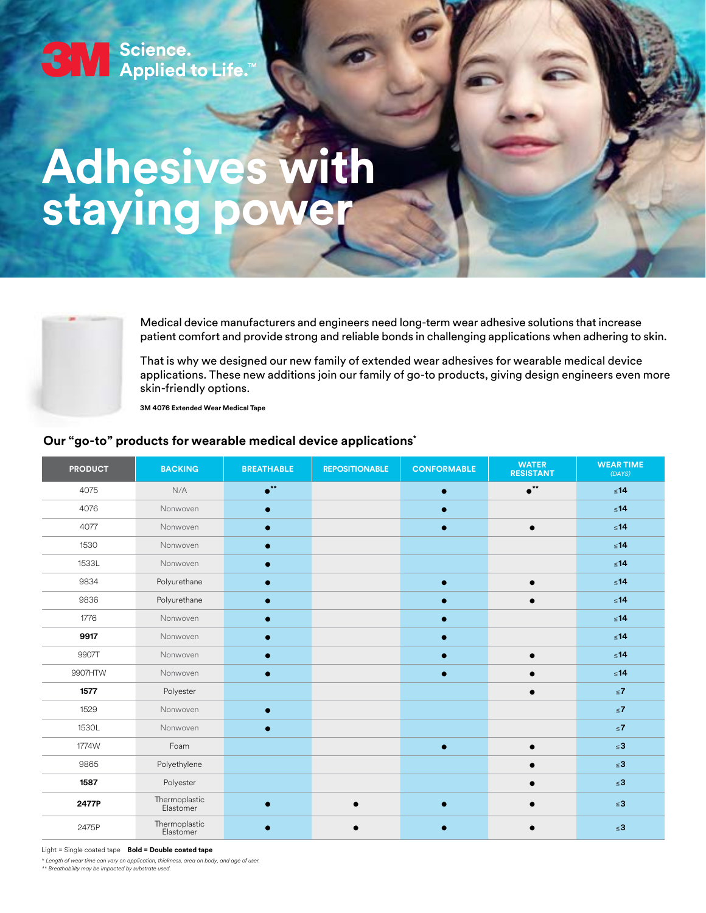3M Science. Applied to Life.™

# Adhesives with staying power

Medical device manufacturers and engineers need long-term wear adhesive solutions that increase patient comfort and provide strong and reliable bonds in challenging applications when adhering to skin.

That is why we designed our new family of extended wear adhesives for wearable medical device applications. These new additions join our family of go-to products, giving design engineers even more skin-friendly options.

**3M 4076 Extended Wear Medical Tape**

## Our "go-to" products for wearable medical device applications*

| PRODUCT | BACKING | BREATHABLE | REPOSITIONABLE | CONFORMABLE | WATER RESISTANT | WEAR TIME (DAYS) |
|---|---|---|---|---|---|---|
| 4075 | N/A | ●** | | ● | ●** | ≤14 |
| 4076 | Nonwoven | ● | | ● | | ≤14 |
| 4077 | Nonwoven | ● | | ● | ● | ≤14 |
| 1530 | Nonwoven | ● | | | | ≤14 |
| 1533L | Nonwoven | ● | | | | ≤14 |
| 9834 | Polyurethane | ● | | ● | ● | ≤14 |
| 9836 | Polyurethane | ● | | ● | ● | ≤14 |
| 1776 | Nonwoven | ● | | ● | | ≤14 |
| **9917** | Nonwoven | ● | | ● | | ≤14 |
| 9907T | Nonwoven | ● | | ● | ● | ≤14 |
| 9907HTW | Nonwoven | ● | | ● | ● | ≤14 |
| **1577** | Polyester | | | | ● | ≤7 |
| 1529 | Nonwoven | ● | | | | ≤7 |
| 1530L | Nonwoven | ● | | | | ≤7 |
| 1774W | Foam | | | ● | ● | ≤3 |
| 9865 | Polyethylene | | | | ● | ≤3 |
| **1587** | Polyester | | | | ● | ≤3 |
| **2477P** | Thermoplastic Elastomer | ● | ● | ● | ● | ≤3 |
| 2475P | Thermoplastic Elastomer | ● | ● | ● | ● | ≤3 |

Light = Single coated tape **Bold = Double coated tape**

*\* Length of wear time can vary on application, thickness, area on body, and age of user.*
*\*\* Breathability may be impacted by substrate used.*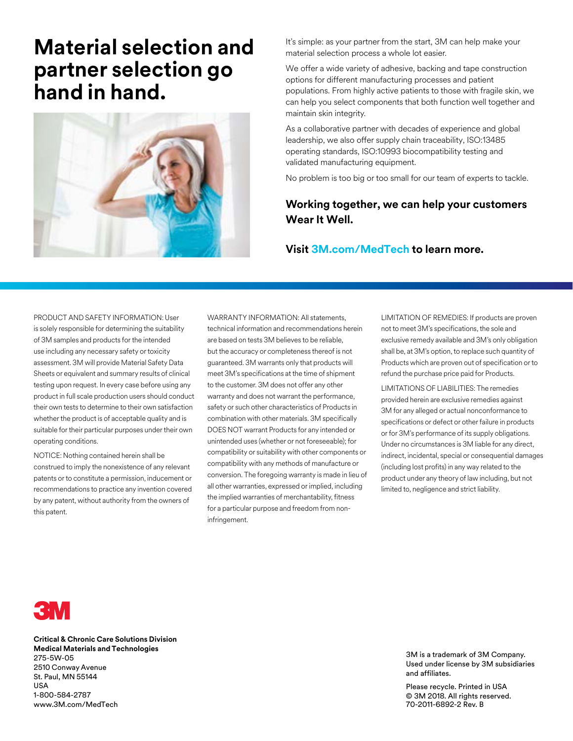# Material selection and partner selection go hand in hand.

It's simple: as your partner from the start, 3M can help make your material selection process a whole lot easier.

We offer a wide variety of adhesive, backing and tape construction options for different manufacturing processes and patient populations. From highly active patients to those with fragile skin, we can help you select components that both function well together and maintain skin integrity.

As a collaborative partner with decades of experience and global leadership, we also offer supply chain traceability, ISO:13485 operating standards, ISO:10993 biocompatibility testing and validated manufacturing equipment.

No problem is too big or too small for our team of experts to tackle.

**Working together, we can help your customers Wear It Well.**

**Visit 3M.com/MedTech to learn more.**

PRODUCT AND SAFETY INFORMATION: User is solely responsible for determining the suitability of 3M samples and products for the intended use including any necessary safety or toxicity assessment. 3M will provide Material Safety Data Sheets or equivalent and summary results of clinical testing upon request. In every case before using any product in full scale production users should conduct their own tests to determine to their own satisfaction whether the product is of acceptable quality and is suitable for their particular purposes under their own operating conditions.

NOTICE: Nothing contained herein shall be construed to imply the nonexistence of any relevant patents or to constitute a permission, inducement or recommendations to practice any invention covered by any patent, without authority from the owners of this patent.

WARRANTY INFORMATION: All statements, technical information and recommendations herein are based on tests 3M believes to be reliable, but the accuracy or completeness thereof is not guaranteed. 3M warrants only that products will meet 3M's specifications at the time of shipment to the customer. 3M does not offer any other warranty and does not warrant the performance, safety or such other characteristics of Products in combination with other materials. 3M specifically DOES NOT warrant Products for any intended or unintended uses (whether or not foreseeable); for compatibility or suitability with other components or compatibility with any methods of manufacture or conversion. The foregoing warranty is made in lieu of all other warranties, expressed or implied, including the implied warranties of merchantability, fitness for a particular purpose and freedom from non-infringement.

LIMITATION OF REMEDIES: If products are proven not to meet 3M's specifications, the sole and exclusive remedy available and 3M's only obligation shall be, at 3M's option, to replace such quantity of Products which are proven out of specification or to refund the purchase price paid for Products.

LIMITATIONS OF LIABILITIES: The remedies provided herein are exclusive remedies against 3M for any alleged or actual nonconformance to specifications or defect or other failure in products or for 3M's performance of its supply obligations. Under no circumstances is 3M liable for any direct, indirect, incidental, special or consequential damages (including lost profits) in any way related to the product under any theory of law including, but not limited to, negligence and strict liability.

3M

**Critical & Chronic Care Solutions Division**
**Medical Materials and Technologies**
275-5W-05
2510 Conway Avenue
St. Paul, MN 55144
USA
1-800-584-2787
www.3M.com/MedTech

3M is a trademark of 3M Company. Used under license by 3M subsidiaries and affiliates.

Please recycle. Printed in USA
© 3M 2018. All rights reserved.
70-2011-6892-2 Rev. B